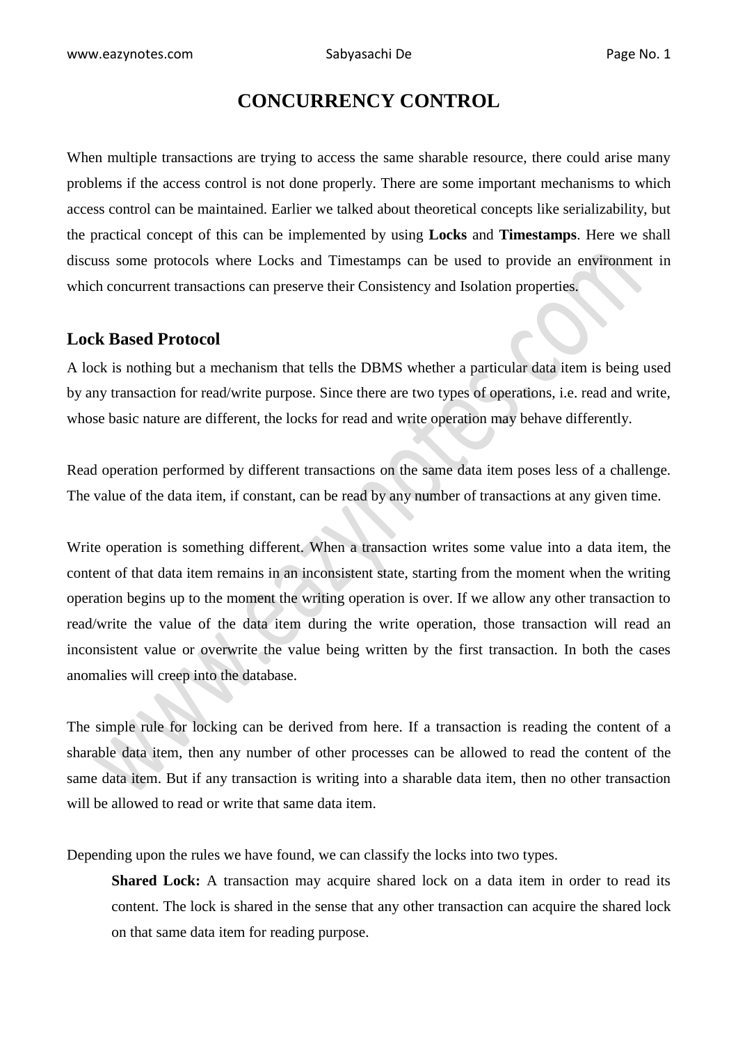# CONCURRENCY CONTROL

When multiple transactions are trying to access the same sharable resource, there could arise many problems if the access control is not done properly. There are some important mechanisms to which access control can be maintained. Earlier we talked about theoretical concepts like serializability, but the practical concept of this can be implemented by using **Locks** and **Timestamps**. Here we shall discuss some protocols where Locks and Timestamps can be used to provide an environment in which concurrent transactions can preserve their Consistency and Isolation properties.

## Lock Based Protocol

A lock is nothing but a mechanism that tells the DBMS whether a particular data item is being used by any transaction for read/write purpose. Since there are two types of operations, i.e. read and write, whose basic nature are different, the locks for read and write operation may behave differently.

Read operation performed by different transactions on the same data item poses less of a challenge. The value of the data item, if constant, can be read by any number of transactions at any given time.

Write operation is something different. When a transaction writes some value into a data item, the content of that data item remains in an inconsistent state, starting from the moment when the writing operation begins up to the moment the writing operation is over. If we allow any other transaction to read/write the value of the data item during the write operation, those transaction will read an inconsistent value or overwrite the value being written by the first transaction. In both the cases anomalies will creep into the database.

The simple rule for locking can be derived from here. If a transaction is reading the content of a sharable data item, then any number of other processes can be allowed to read the content of the same data item. But if any transaction is writing into a sharable data item, then no other transaction will be allowed to read or write that same data item.

Depending upon the rules we have found, we can classify the locks into two types.

> **Shared Lock:** A transaction may acquire shared lock on a data item in order to read its content. The lock is shared in the sense that any other transaction can acquire the shared lock on that same data item for reading purpose.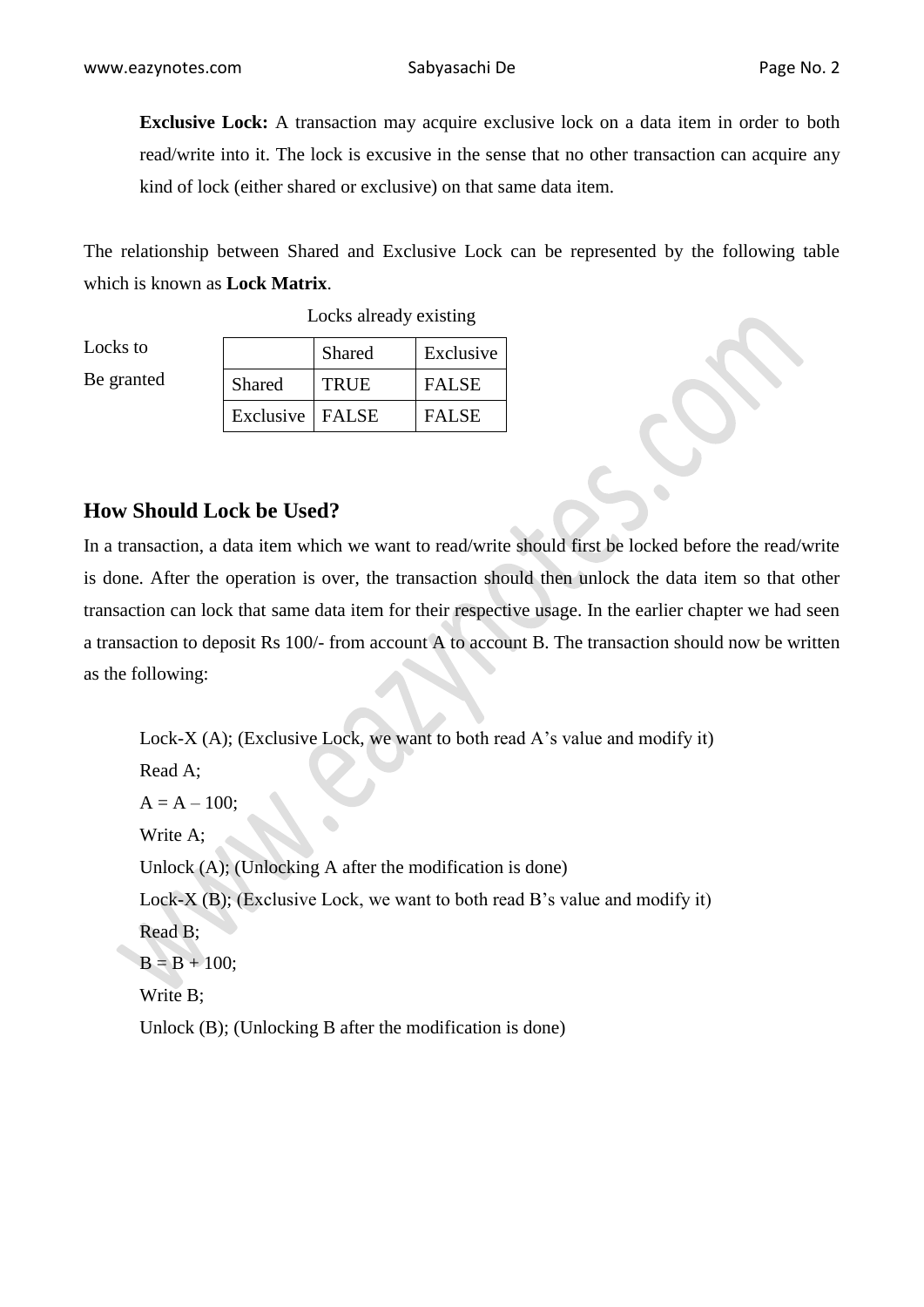**Exclusive Lock:** A transaction may acquire exclusive lock on a data item in order to both read/write into it. The lock is excusive in the sense that no other transaction can acquire any kind of lock (either shared or exclusive) on that same data item.

The relationship between Shared and Exclusive Lock can be represented by the following table which is known as **Lock Matrix**.

Locks already existing

Locks to Be granted

| | Shared | Exclusive |
|---|---|---|
| Shared | TRUE | FALSE |
| Exclusive | FALSE | FALSE |

## How Should Lock be Used?

In a transaction, a data item which we want to read/write should first be locked before the read/write is done. After the operation is over, the transaction should then unlock the data item so that other transaction can lock that same data item for their respective usage. In the earlier chapter we had seen a transaction to deposit Rs 100/- from account A to account B. The transaction should now be written as the following:

Lock-X (A); (Exclusive Lock, we want to both read A's value and modify it)
Read A;
A = A – 100;
Write A;
Unlock (A); (Unlocking A after the modification is done)
Lock-X (B); (Exclusive Lock, we want to both read B's value and modify it)
Read B;
B = B + 100;
Write B;
Unlock (B); (Unlocking B after the modification is done)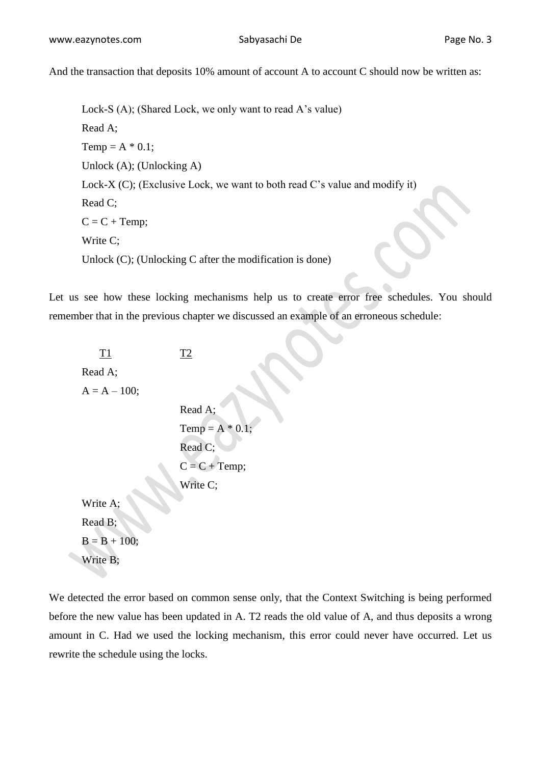And the transaction that deposits 10% amount of account A to account C should now be written as:

```
Lock-S (A); (Shared Lock, we only want to read A's value)
Read A;
Temp = A * 0.1;
Unlock (A); (Unlocking A)
Lock-X (C); (Exclusive Lock, we want to both read C's value and modify it)
Read C;
C = C + Temp;
Write C;
Unlock (C); (Unlocking C after the modification is done)
```

Let us see how these locking mechanisms help us to create error free schedules. You should remember that in the previous chapter we discussed an example of an erroneous schedule:

| T1 | T2 |
|---|---|
| Read A; | |
| A = A – 100; | |
| | Read A; |
| | Temp = A * 0.1; |
| | Read C; |
| | C = C + Temp; |
| | Write C; |
| Write A; | |
| Read B; | |
| B = B + 100; | |
| Write B; | |

We detected the error based on common sense only, that the Context Switching is being performed before the new value has been updated in A. T2 reads the old value of A, and thus deposits a wrong amount in C. Had we used the locking mechanism, this error could never have occurred. Let us rewrite the schedule using the locks.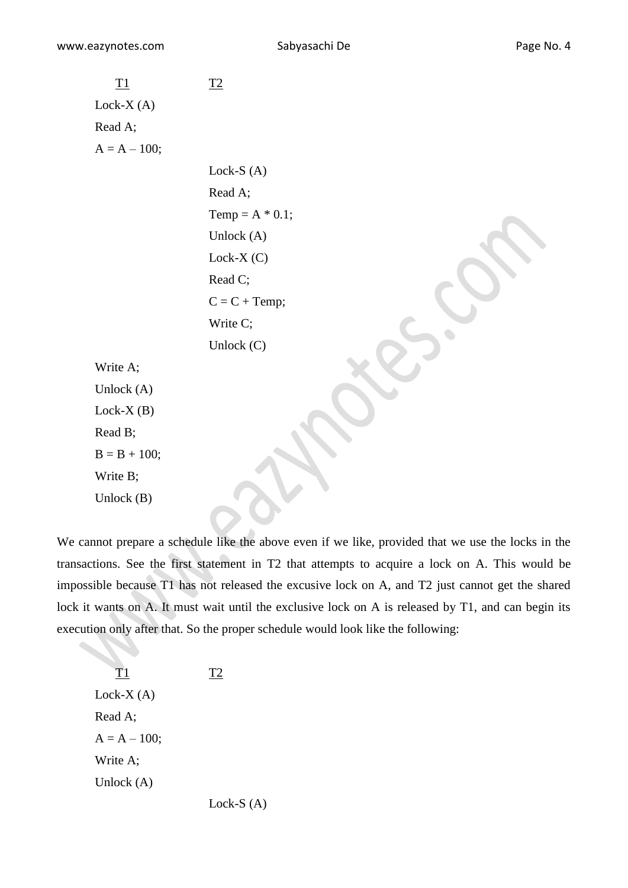| T1 | T2 |
|---|---|
| Lock-X (A) | |
| Read A; | |
| A = A – 100; | |
| | Lock-S (A) |
| | Read A; |
| | Temp = A * 0.1; |
| | Unlock (A) |
| | Lock-X (C) |
| | Read C; |
| | C = C + Temp; |
| | Write C; |
| | Unlock (C) |
| Write A; | |
| Unlock (A) | |
| Lock-X (B) | |
| Read B; | |
| B = B + 100; | |
| Write B; | |
| Unlock (B) | |

We cannot prepare a schedule like the above even if we like, provided that we use the locks in the transactions. See the first statement in T2 that attempts to acquire a lock on A. This would be impossible because T1 has not released the excusive lock on A, and T2 just cannot get the shared lock it wants on A. It must wait until the exclusive lock on A is released by T1, and can begin its execution only after that. So the proper schedule would look like the following:

| T1 | T2 |
|---|---|
| Lock-X (A) | |
| Read A; | |
| A = A – 100; | |
| Write A; | |
| Unlock (A) | |
| | Lock-S (A) |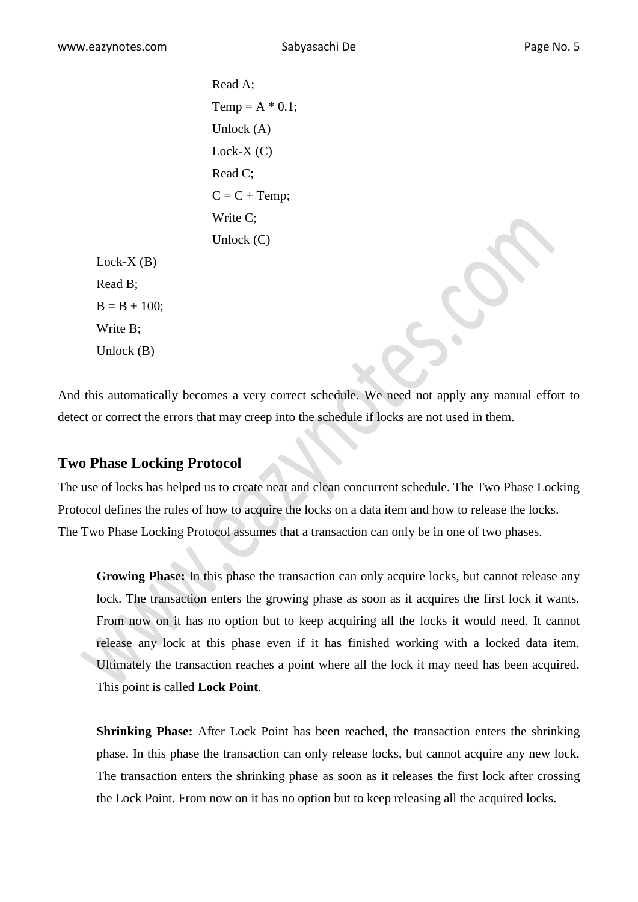```
                  Read A;
                  Temp = A * 0.1;
                  Unlock (A)
                  Lock-X (C)
                  Read C;
                  C = C + Temp;
                  Write C;
                  Unlock (C)
Lock-X (B)
Read B;
B = B + 100;
Write B;
Unlock (B)
```

And this automatically becomes a very correct schedule. We need not apply any manual effort to detect or correct the errors that may creep into the schedule if locks are not used in them.

## Two Phase Locking Protocol

The use of locks has helped us to create neat and clean concurrent schedule. The Two Phase Locking Protocol defines the rules of how to acquire the locks on a data item and how to release the locks.
The Two Phase Locking Protocol assumes that a transaction can only be in one of two phases.

**Growing Phase:** In this phase the transaction can only acquire locks, but cannot release any lock. The transaction enters the growing phase as soon as it acquires the first lock it wants. From now on it has no option but to keep acquiring all the locks it would need. It cannot release any lock at this phase even if it has finished working with a locked data item. Ultimately the transaction reaches a point where all the lock it may need has been acquired. This point is called **Lock Point**.

**Shrinking Phase:** After Lock Point has been reached, the transaction enters the shrinking phase. In this phase the transaction can only release locks, but cannot acquire any new lock. The transaction enters the shrinking phase as soon as it releases the first lock after crossing the Lock Point. From now on it has no option but to keep releasing all the acquired locks.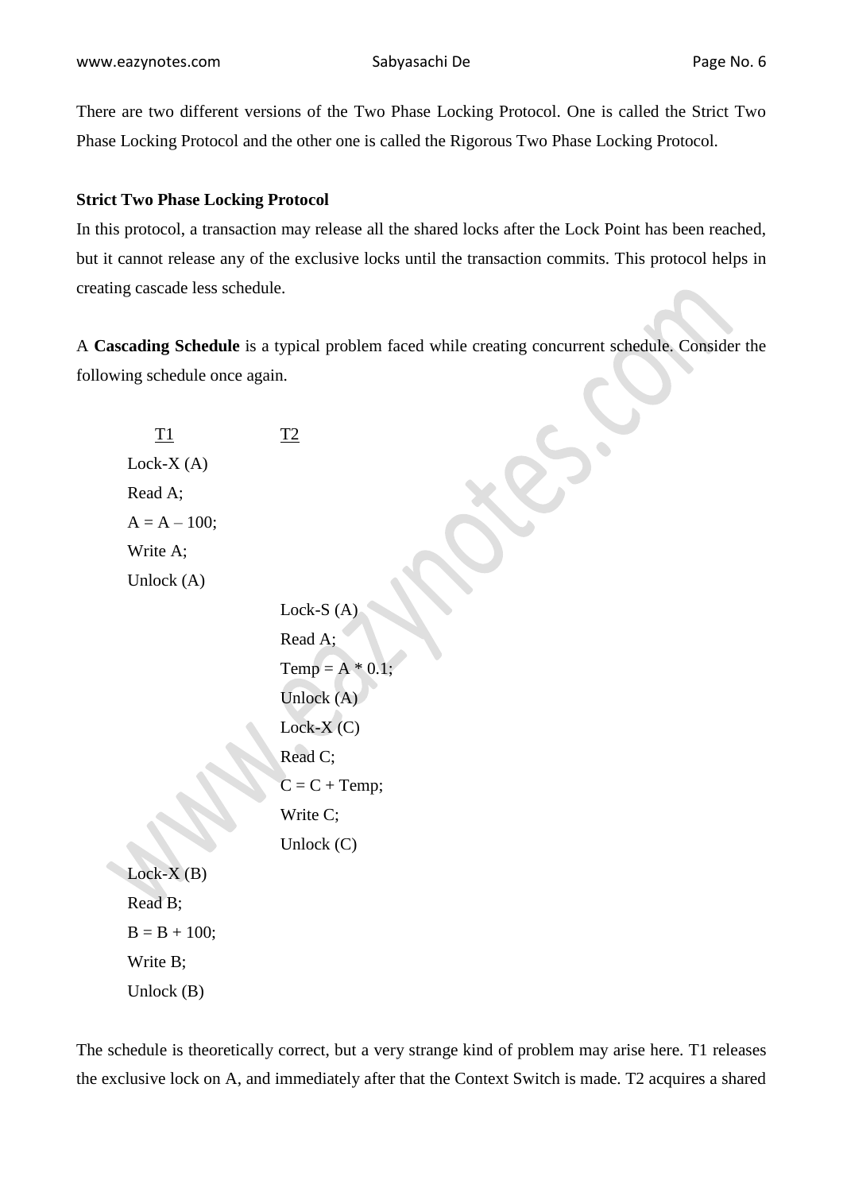There are two different versions of the Two Phase Locking Protocol. One is called the Strict Two Phase Locking Protocol and the other one is called the Rigorous Two Phase Locking Protocol.

**Strict Two Phase Locking Protocol**

In this protocol, a transaction may release all the shared locks after the Lock Point has been reached, but it cannot release any of the exclusive locks until the transaction commits. This protocol helps in creating cascade less schedule.

A **Cascading Schedule** is a typical problem faced while creating concurrent schedule. Consider the following schedule once again.

| T1 | T2 |
|---|---|
| Lock-X (A) | |
| Read A; | |
| A = A – 100; | |
| Write A; | |
| Unlock (A) | |
| | Lock-S (A) |
| | Read A; |
| | Temp = A * 0.1; |
| | Unlock (A) |
| | Lock-X (C) |
| | Read C; |
| | C = C + Temp; |
| | Write C; |
| | Unlock (C) |
| Lock-X (B) | |
| Read B; | |
| B = B + 100; | |
| Write B; | |
| Unlock (B) | |

The schedule is theoretically correct, but a very strange kind of problem may arise here. T1 releases the exclusive lock on A, and immediately after that the Context Switch is made. T2 acquires a shared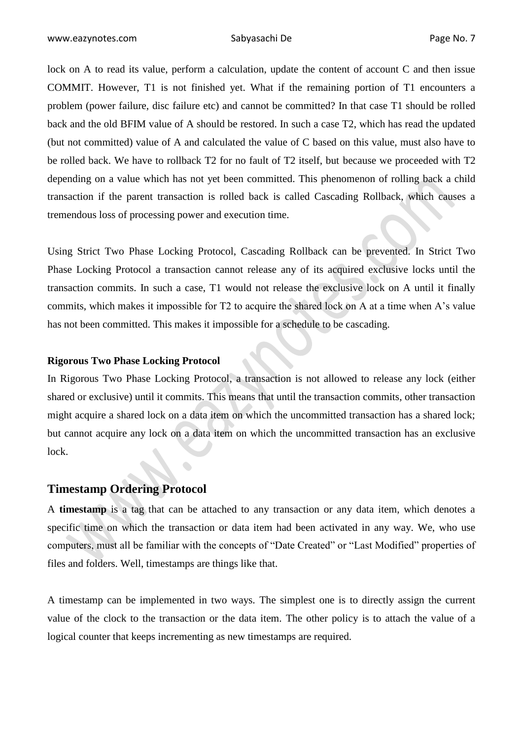lock on A to read its value, perform a calculation, update the content of account C and then issue COMMIT. However, T1 is not finished yet. What if the remaining portion of T1 encounters a problem (power failure, disc failure etc) and cannot be committed? In that case T1 should be rolled back and the old BFIM value of A should be restored. In such a case T2, which has read the updated (but not committed) value of A and calculated the value of C based on this value, must also have to be rolled back. We have to rollback T2 for no fault of T2 itself, but because we proceeded with T2 depending on a value which has not yet been committed. This phenomenon of rolling back a child transaction if the parent transaction is rolled back is called Cascading Rollback, which causes a tremendous loss of processing power and execution time.

Using Strict Two Phase Locking Protocol, Cascading Rollback can be prevented. In Strict Two Phase Locking Protocol a transaction cannot release any of its acquired exclusive locks until the transaction commits. In such a case, T1 would not release the exclusive lock on A until it finally commits, which makes it impossible for T2 to acquire the shared lock on A at a time when A's value has not been committed. This makes it impossible for a schedule to be cascading.

**Rigorous Two Phase Locking Protocol**

In Rigorous Two Phase Locking Protocol, a transaction is not allowed to release any lock (either shared or exclusive) until it commits. This means that until the transaction commits, other transaction might acquire a shared lock on a data item on which the uncommitted transaction has a shared lock; but cannot acquire any lock on a data item on which the uncommitted transaction has an exclusive lock.

## Timestamp Ordering Protocol

A **timestamp** is a tag that can be attached to any transaction or any data item, which denotes a specific time on which the transaction or data item had been activated in any way. We, who use computers, must all be familiar with the concepts of "Date Created" or "Last Modified" properties of files and folders. Well, timestamps are things like that.

A timestamp can be implemented in two ways. The simplest one is to directly assign the current value of the clock to the transaction or the data item. The other policy is to attach the value of a logical counter that keeps incrementing as new timestamps are required.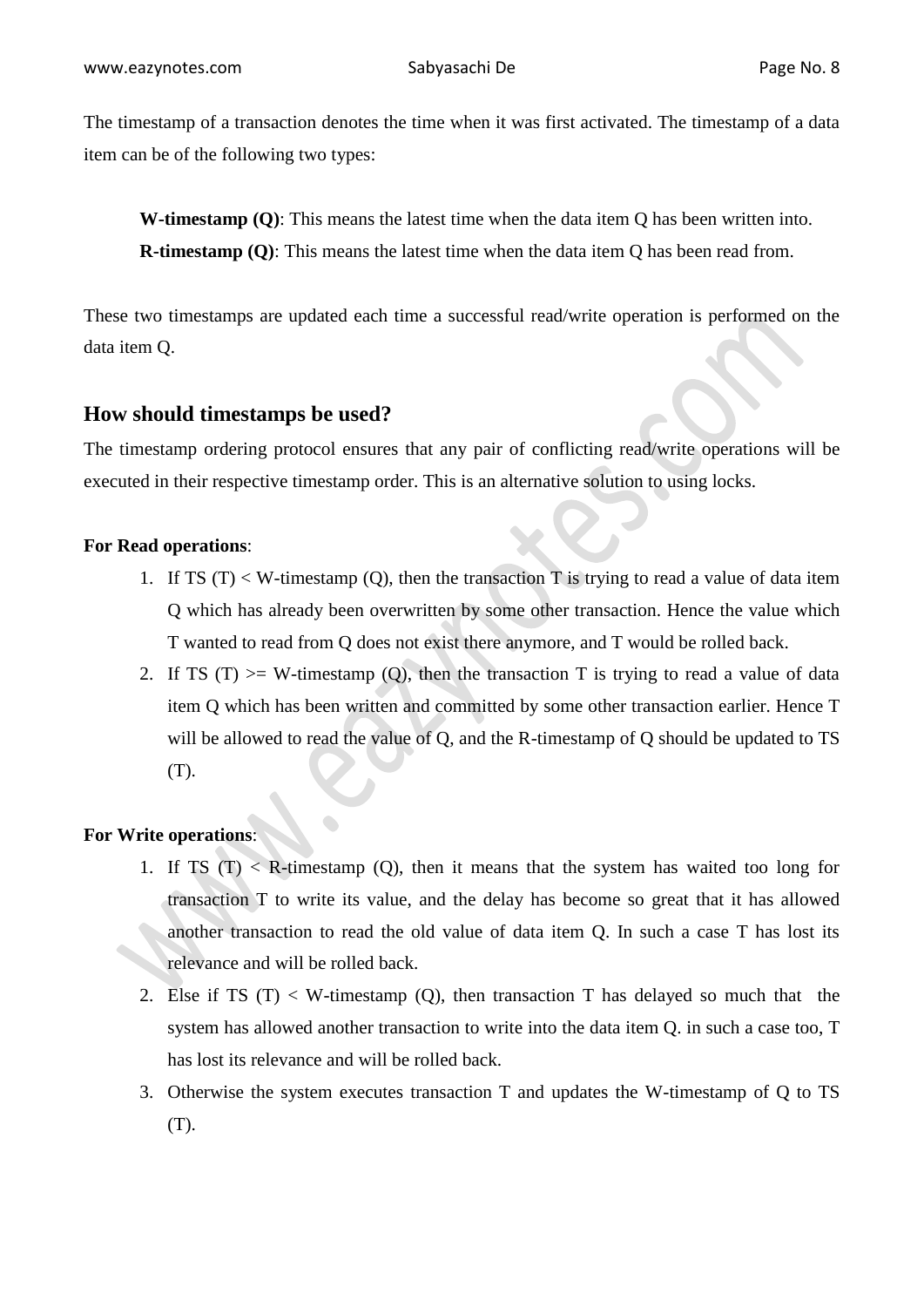The timestamp of a transaction denotes the time when it was first activated. The timestamp of a data item can be of the following two types:

> **W-timestamp (Q)**: This means the latest time when the data item Q has been written into.
> **R-timestamp (Q)**: This means the latest time when the data item Q has been read from.

These two timestamps are updated each time a successful read/write operation is performed on the data item Q.

## How should timestamps be used?

The timestamp ordering protocol ensures that any pair of conflicting read/write operations will be executed in their respective timestamp order. This is an alternative solution to using locks.

**For Read operations**:

1. If TS (T) < W-timestamp (Q), then the transaction T is trying to read a value of data item Q which has already been overwritten by some other transaction. Hence the value which T wanted to read from Q does not exist there anymore, and T would be rolled back.
2. If TS (T) >= W-timestamp (Q), then the transaction T is trying to read a value of data item Q which has been written and committed by some other transaction earlier. Hence T will be allowed to read the value of Q, and the R-timestamp of Q should be updated to TS (T).

**For Write operations**:

1. If TS (T) < R-timestamp (Q), then it means that the system has waited too long for transaction T to write its value, and the delay has become so great that it has allowed another transaction to read the old value of data item Q. In such a case T has lost its relevance and will be rolled back.
2. Else if TS (T) < W-timestamp (Q), then transaction T has delayed so much that the system has allowed another transaction to write into the data item Q. in such a case too, T has lost its relevance and will be rolled back.
3. Otherwise the system executes transaction T and updates the W-timestamp of Q to TS (T).